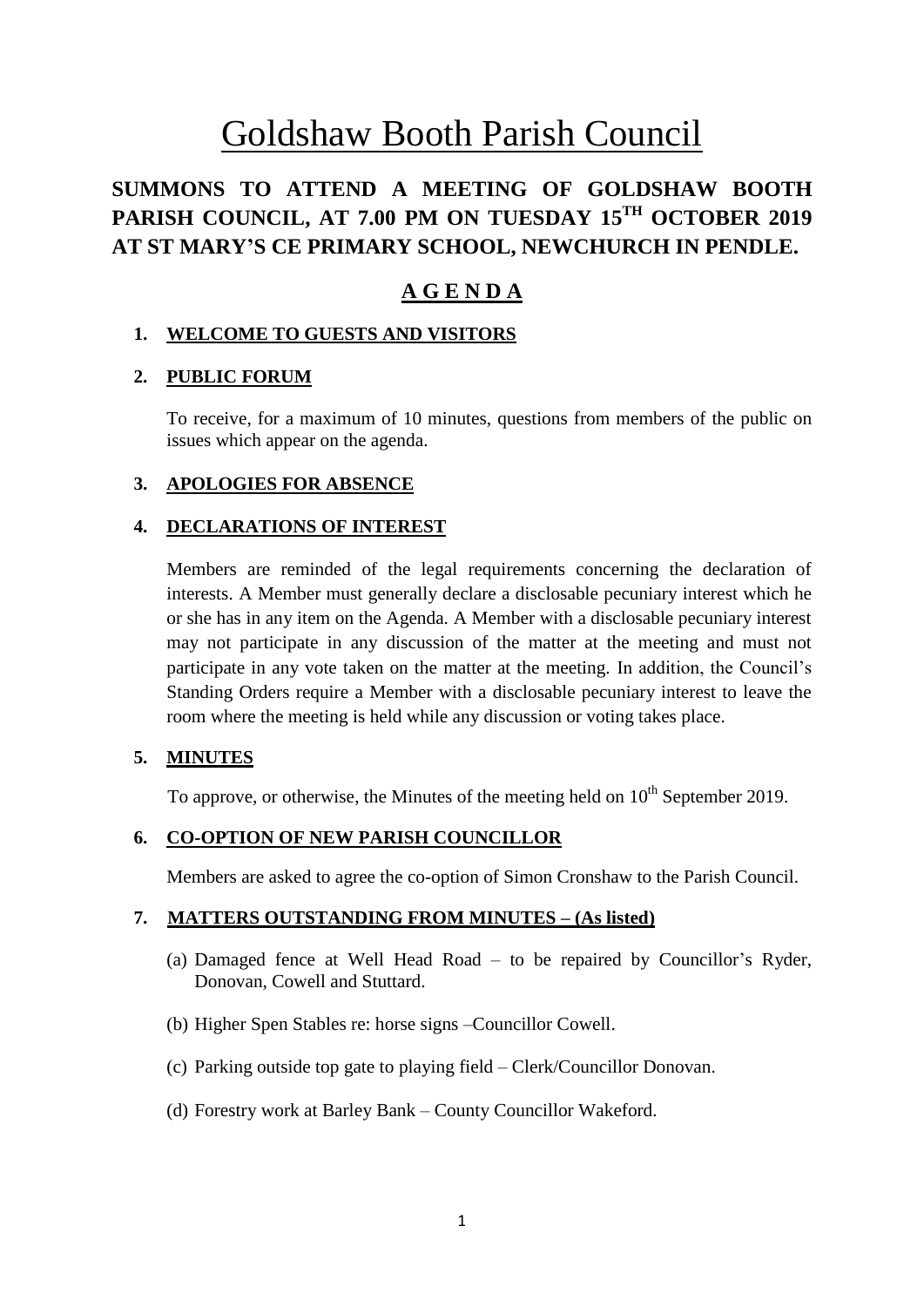# Goldshaw Booth Parish Council

## SUMMONS TO ATTEND A MEETING OF GOLDSHAW BOOTH PARISH COUNCIL, AT 7.00 PM ON TUESDAY 15TH OCTOBER 2019 AT ST MARY'S CE PRIMARY SCHOOL, NEWCHURCH IN PENDLE.

## A G E N D A

**1. WELCOME TO GUESTS AND VISITORS**

**2. PUBLIC FORUM**

To receive, for a maximum of 10 minutes, questions from members of the public on issues which appear on the agenda.

**3. APOLOGIES FOR ABSENCE**

**4. DECLARATIONS OF INTEREST**

Members are reminded of the legal requirements concerning the declaration of interests. A Member must generally declare a disclosable pecuniary interest which he or she has in any item on the Agenda. A Member with a disclosable pecuniary interest may not participate in any discussion of the matter at the meeting and must not participate in any vote taken on the matter at the meeting. In addition, the Council's Standing Orders require a Member with a disclosable pecuniary interest to leave the room where the meeting is held while any discussion or voting takes place.

**5. MINUTES**

To approve, or otherwise, the Minutes of the meeting held on 10th September 2019.

**6. CO-OPTION OF NEW PARISH COUNCILLOR**

Members are asked to agree the co-option of Simon Cronshaw to the Parish Council.

**7. MATTERS OUTSTANDING FROM MINUTES – (As listed)**

(a) Damaged fence at Well Head Road – to be repaired by Councillor's Ryder, Donovan, Cowell and Stuttard.

(b) Higher Spen Stables re: horse signs –Councillor Cowell.

(c) Parking outside top gate to playing field – Clerk/Councillor Donovan.

(d) Forestry work at Barley Bank – County Councillor Wakeford.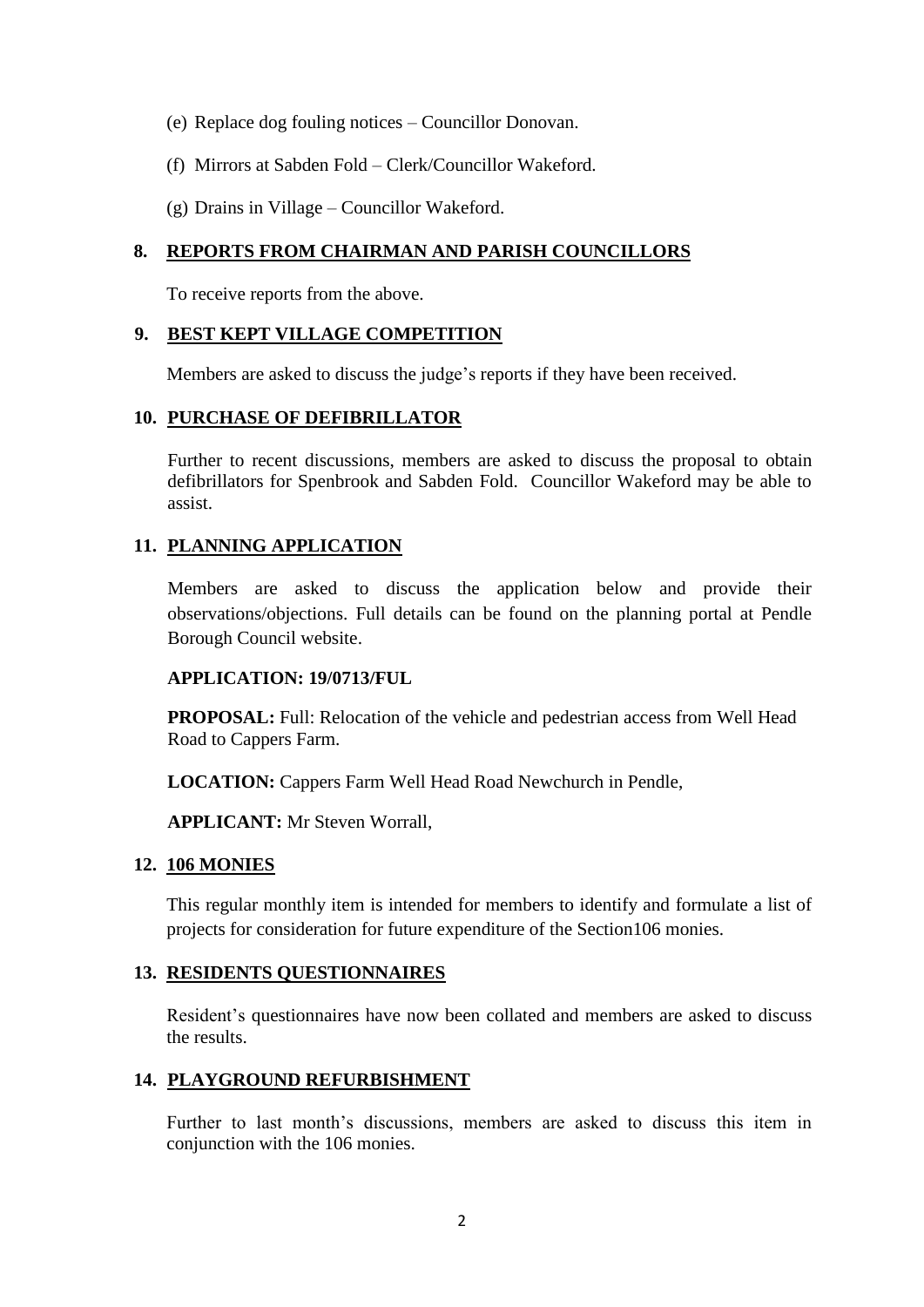(e) Replace dog fouling notices – Councillor Donovan.

(f) Mirrors at Sabden Fold – Clerk/Councillor Wakeford.

(g) Drains in Village – Councillor Wakeford.

## 8. REPORTS FROM CHAIRMAN AND PARISH COUNCILLORS

To receive reports from the above.

## 9. BEST KEPT VILLAGE COMPETITION

Members are asked to discuss the judge's reports if they have been received.

## 10. PURCHASE OF DEFIBRILLATOR

Further to recent discussions, members are asked to discuss the proposal to obtain defibrillators for Spenbrook and Sabden Fold. Councillor Wakeford may be able to assist.

## 11. PLANNING APPLICATION

Members are asked to discuss the application below and provide their observations/objections. Full details can be found on the planning portal at Pendle Borough Council website.

**APPLICATION: 19/0713/FUL**

**PROPOSAL:** Full: Relocation of the vehicle and pedestrian access from Well Head Road to Cappers Farm.

**LOCATION:** Cappers Farm Well Head Road Newchurch in Pendle,

**APPLICANT:** Mr Steven Worrall,

## 12. 106 MONIES

This regular monthly item is intended for members to identify and formulate a list of projects for consideration for future expenditure of the Section106 monies.

## 13. RESIDENTS QUESTIONNAIRES

Resident's questionnaires have now been collated and members are asked to discuss the results.

## 14. PLAYGROUND REFURBISHMENT

Further to last month's discussions, members are asked to discuss this item in conjunction with the 106 monies.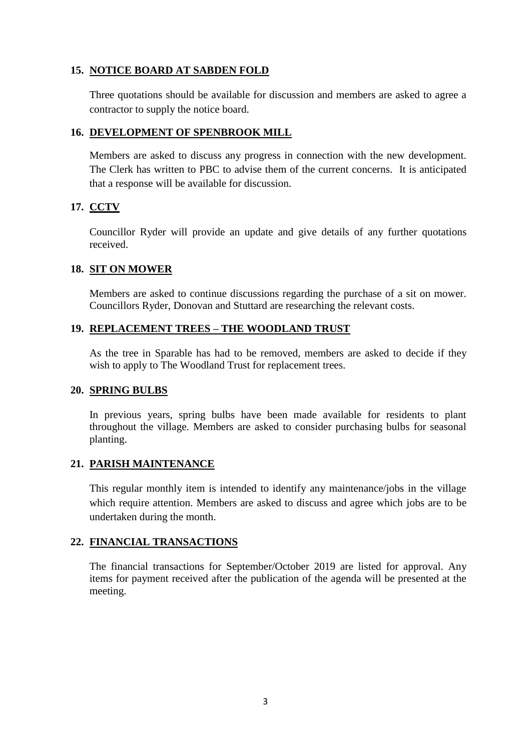## 15. NOTICE BOARD AT SABDEN FOLD

Three quotations should be available for discussion and members are asked to agree a contractor to supply the notice board.

## 16. DEVELOPMENT OF SPENBROOK MILL

Members are asked to discuss any progress in connection with the new development. The Clerk has written to PBC to advise them of the current concerns. It is anticipated that a response will be available for discussion.

## 17. CCTV

Councillor Ryder will provide an update and give details of any further quotations received.

## 18. SIT ON MOWER

Members are asked to continue discussions regarding the purchase of a sit on mower. Councillors Ryder, Donovan and Stuttard are researching the relevant costs.

## 19. REPLACEMENT TREES – THE WOODLAND TRUST

As the tree in Sparable has had to be removed, members are asked to decide if they wish to apply to The Woodland Trust for replacement trees.

## 20. SPRING BULBS

In previous years, spring bulbs have been made available for residents to plant throughout the village. Members are asked to consider purchasing bulbs for seasonal planting.

## 21. PARISH MAINTENANCE

This regular monthly item is intended to identify any maintenance/jobs in the village which require attention. Members are asked to discuss and agree which jobs are to be undertaken during the month.

## 22. FINANCIAL TRANSACTIONS

The financial transactions for September/October 2019 are listed for approval. Any items for payment received after the publication of the agenda will be presented at the meeting.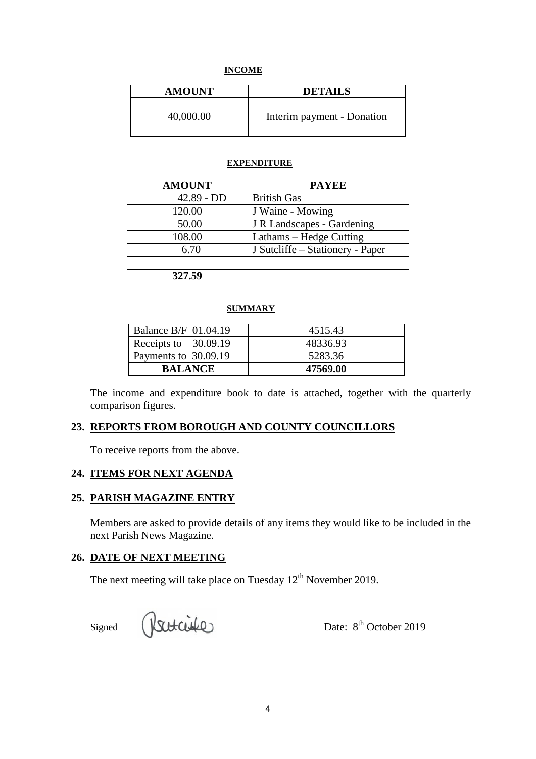**INCOME**

| AMOUNT | DETAILS |
|---|---|
| | |
| 40,000.00 | Interim payment - Donation |
| | |

**EXPENDITURE**

| AMOUNT | PAYEE |
|---|---|
| 42.89 - DD | British Gas |
| 120.00 | J Waine - Mowing |
| 50.00 | J R Landscapes - Gardening |
| 108.00 | Lathams – Hedge Cutting |
| 6.70 | J Sutcliffe – Stationery - Paper |
| | |
| **327.59** | |

**SUMMARY**

| | |
|---|---|
| Balance B/F 01.04.19 | 4515.43 |
| Receipts to 30.09.19 | 48336.93 |
| Payments to 30.09.19 | 5283.36 |
| **BALANCE** | **47569.00** |

The income and expenditure book to date is attached, together with the quarterly comparison figures.

## 23. REPORTS FROM BOROUGH AND COUNTY COUNCILLORS

To receive reports from the above.

## 24. ITEMS FOR NEXT AGENDA

## 25. PARISH MAGAZINE ENTRY

Members are asked to provide details of any items they would like to be included in the next Parish News Magazine.

## 26. DATE OF NEXT MEETING

The next meeting will take place on Tuesday 12th November 2019.

Signed JSutcliffe Date: 8th October 2019